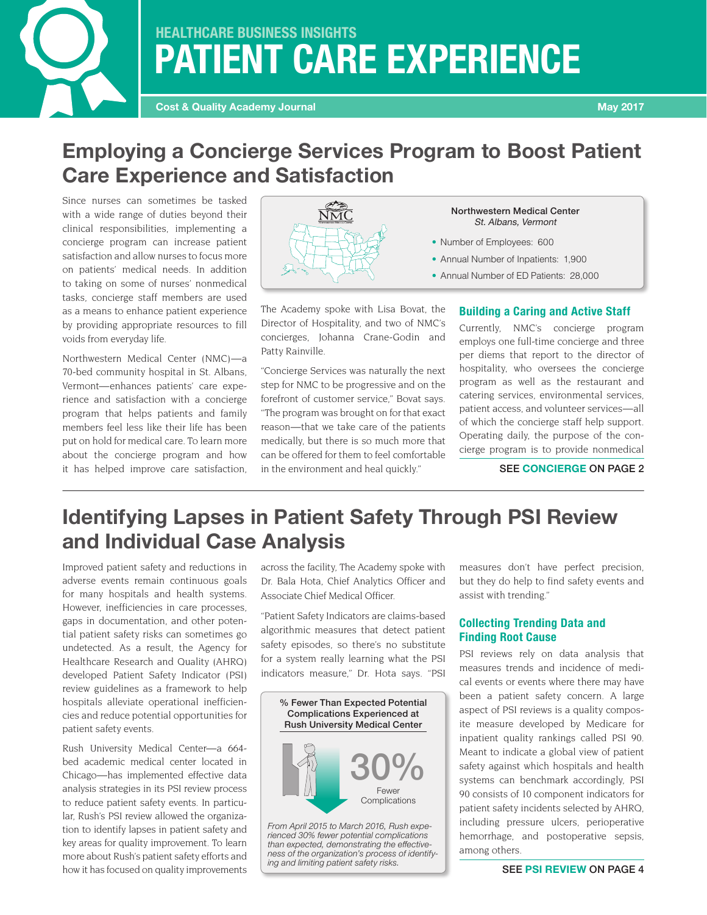# HEALTHCARE BUSINESS INSIGHTS
# PATIENT CARE EXPERIENCE

**Cost & Quality Academy Journal** — **May 2017**

## Employing a Concierge Services Program to Boost Patient Care Experience and Satisfaction

Since nurses can sometimes be tasked with a wide range of duties beyond their clinical responsibilities, implementing a concierge program can increase patient satisfaction and allow nurses to focus more on patients' medical needs. In addition to taking on some of nurses' nonmedical tasks, concierge staff members are used as a means to enhance patient experience by providing appropriate resources to fill voids from everyday life.

Northwestern Medical Center (NMC)—a 70-bed community hospital in St. Albans, Vermont—enhances patients' care experience and satisfaction with a concierge program that helps patients and family members feel less like their life has been put on hold for medical care. To learn more about the concierge program and how it has helped improve care satisfaction, The Academy spoke with Lisa Bovat, the Director of Hospitality, and two of NMC's concierges, Johanna Crane-Godin and Patty Rainville.

> **Northwestern Medical Center**
> *St. Albans, Vermont*
>
> - Number of Employees: 600
> - Annual Number of Inpatients: 1,900
> - Annual Number of ED Patients: 28,000

"Concierge Services was naturally the next step for NMC to be progressive and on the forefront of customer service," Bovat says. "The program was brought on for that exact reason—that we take care of the patients medically, but there is so much more that can be offered for them to feel comfortable in the environment and heal quickly."

### Building a Caring and Active Staff

Currently, NMC's concierge program employs one full-time concierge and three per diems that report to the director of hospitality, who oversees the concierge program as well as the restaurant and catering services, environmental services, patient access, and volunteer services—all of which the concierge staff help support. Operating daily, the purpose of the concierge program is to provide nonmedical

**SEE CONCIERGE ON PAGE 2**

---

## Identifying Lapses in Patient Safety Through PSI Review and Individual Case Analysis

Improved patient safety and reductions in adverse events remain continuous goals for many hospitals and health systems. However, inefficiencies in care processes, gaps in documentation, and other potential patient safety risks can sometimes go undetected. As a result, the Agency for Healthcare Research and Quality (AHRQ) developed Patient Safety Indicator (PSI) review guidelines as a framework to help hospitals alleviate operational inefficiencies and reduce potential opportunities for patient safety events.

Rush University Medical Center—a 664-bed academic medical center located in Chicago—has implemented effective data analysis strategies in its PSI review process to reduce patient safety events. In particular, Rush's PSI review allowed the organization to identify lapses in patient safety and key areas for quality improvement. To learn more about Rush's patient safety efforts and how it has focused on quality improvements across the facility, The Academy spoke with Dr. Bala Hota, Chief Analytics Officer and Associate Chief Medical Officer.

"Patient Safety Indicators are claims-based algorithmic measures that detect patient safety episodes, so there's no substitute for a system really learning what the PSI indicators measure," Dr. Hota says. "PSI measures don't have perfect precision, but they do help to find safety events and assist with trending."

> **% Fewer Than Expected Potential Complications Experienced at Rush University Medical Center**
>
> **30%** Fewer Complications
>
> *From April 2015 to March 2016, Rush experienced 30% fewer potential complications than expected, demonstrating the effectiveness of the organization's process of identifying and limiting patient safety risks.*

### Collecting Trending Data and Finding Root Cause

PSI reviews rely on data analysis that measures trends and incidence of medical events or events where there may have been a patient safety concern. A large aspect of PSI reviews is a quality composite measure developed by Medicare for inpatient quality rankings called PSI 90. Meant to indicate a global view of patient safety against which hospitals and health systems can benchmark accordingly, PSI 90 consists of 10 component indicators for patient safety incidents selected by AHRQ, including pressure ulcers, perioperative hemorrhage, and postoperative sepsis, among others.

**SEE PSI REVIEW ON PAGE 4**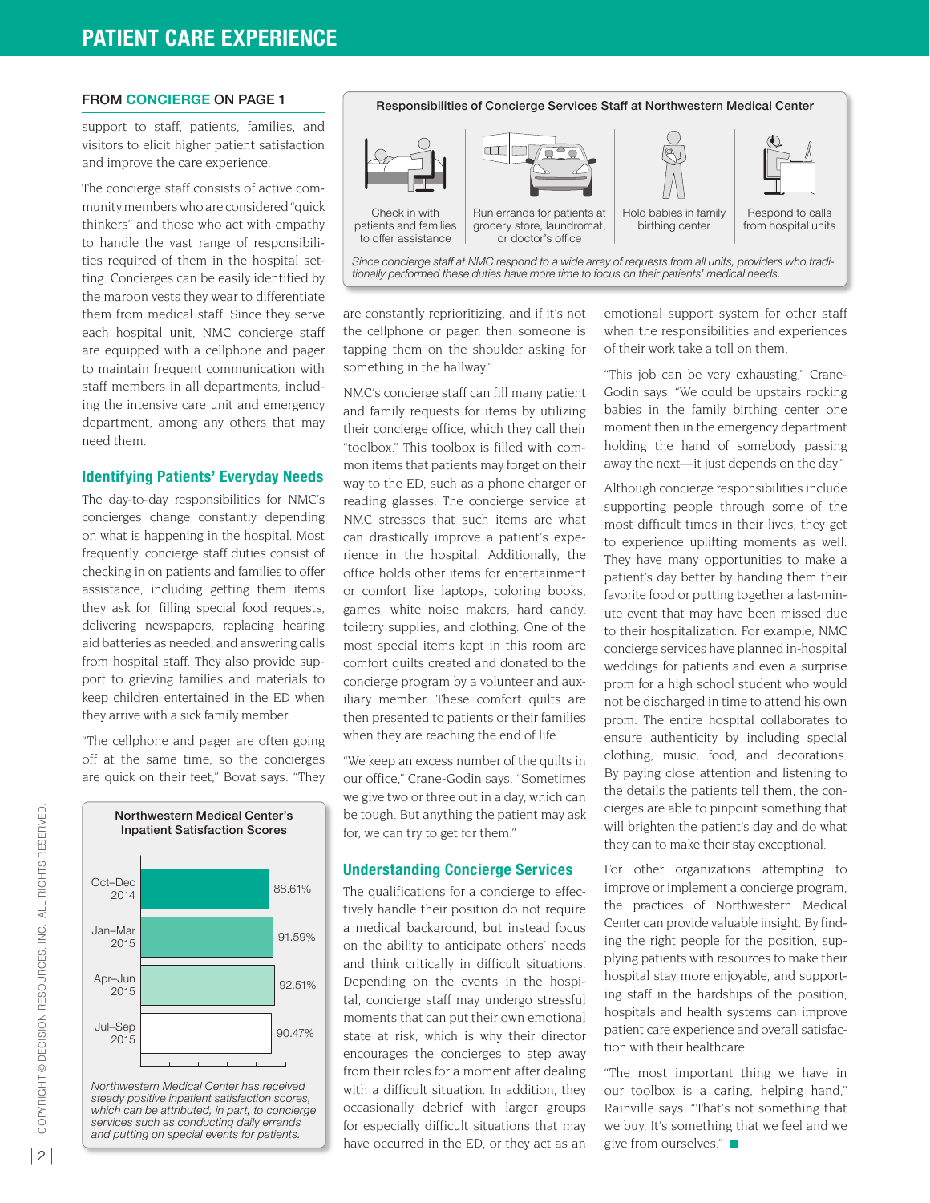#### FROM CONCIERGE ON PAGE 1

support to staff, patients, families, and visitors to elicit higher patient satisfaction and improve the care experience.

The concierge staff consists of active community members who are considered "quick thinkers" and those who act with empathy to handle the vast range of responsibilities required of them in the hospital setting. Concierges can be easily identified by the maroon vests they wear to differentiate them from medical staff. Since they serve each hospital unit, NMC concierge staff are equipped with a cellphone and pager to maintain frequent communication with staff members in all departments, including the intensive care unit and emergency department, among any others that may need them.

## Identifying Patients' Everyday Needs

The day-to-day responsibilities for NMC's concierges change constantly depending on what is happening in the hospital. Most frequently, concierge staff duties consist of checking in on patients and families to offer assistance, including getting them items they ask for, filling special food requests, delivering newspapers, replacing hearing aid batteries as needed, and answering calls from hospital staff. They also provide support to grieving families and materials to keep children entertained in the ED when they arrive with a sick family member.

"The cellphone and pager are often going off at the same time, so the concierges are quick on their feet," Bovat says. "They are constantly reprioritizing, and if it's not the cellphone or pager, then someone is tapping them on the shoulder asking for something in the hallway."

**Northwestern Medical Center's Inpatient Satisfaction Scores**

| Period | Score |
| --- | --- |
| Oct–Dec 2014 | 88.61% |
| Jan–Mar 2015 | 91.59% |
| Apr–Jun 2015 | 92.51% |
| Jul–Sep 2015 | 90.47% |

*Northwestern Medical Center has received steady positive inpatient satisfaction scores, which can be attributed, in part, to concierge services such as conducting daily errands and putting on special events for patients.*

**Responsibilities of Concierge Services Staff at Northwestern Medical Center**

- Check in with patients and families to offer assistance
- Run errands for patients at grocery store, laundromat, or doctor's office
- Hold babies in family birthing center
- Respond to calls from hospital units

*Since concierge staff at NMC respond to a wide array of requests from all units, providers who traditionally performed these duties have more time to focus on their patients' medical needs.*

NMC's concierge staff can fill many patient and family requests for items by utilizing their concierge office, which they call their "toolbox." This toolbox is filled with common items that patients may forget on their way to the ED, such as a phone charger or reading glasses. The concierge service at NMC stresses that such items are what can drastically improve a patient's experience in the hospital. Additionally, the office holds other items for entertainment or comfort like laptops, coloring books, games, white noise makers, hard candy, toiletry supplies, and clothing. One of the most special items kept in this room are comfort quilts created and donated to the concierge program by a volunteer and auxiliary member. These comfort quilts are then presented to patients or their families when they are reaching the end of life.

"We keep an excess number of the quilts in our office," Crane-Godin says. "Sometimes we give two or three out in a day, which can be tough. But anything the patient may ask for, we can try to get for them."

## Understanding Concierge Services

The qualifications for a concierge to effectively handle their position do not require a medical background, but instead focus on the ability to anticipate others' needs and think critically in difficult situations. Depending on the events in the hospital, concierge staff may undergo stressful moments that can put their own emotional state at risk, which is why their director encourages the concierges to step away from their roles for a moment after dealing with a difficult situation. In addition, they occasionally debrief with larger groups for especially difficult situations that may have occurred in the ED, or they act as an emotional support system for other staff when the responsibilities and experiences of their work take a toll on them.

"This job can be very exhausting," Crane-Godin says. "We could be upstairs rocking babies in the family birthing center one moment then in the emergency department holding the hand of somebody passing away the next—it just depends on the day."

Although concierge responsibilities include supporting people through some of the most difficult times in their lives, they get to experience uplifting moments as well. They have many opportunities to make a patient's day better by handing them their favorite food or putting together a last-minute event that may have been missed due to their hospitalization. For example, NMC concierge services have planned in-hospital weddings for patients and even a surprise prom for a high school student who would not be discharged in time to attend his own prom. The entire hospital collaborates to ensure authenticity by including special clothing, music, food, and decorations. By paying close attention and listening to the details the patients tell them, the concierges are able to pinpoint something that will brighten the patient's day and do what they can to make their stay exceptional.

For other organizations attempting to improve or implement a concierge program, the practices of Northwestern Medical Center can provide valuable insight. By finding the right people for the position, supplying patients with resources to make their hospital stay more enjoyable, and supporting staff in the hardships of the position, hospitals and health systems can improve patient care experience and overall satisfaction with their healthcare.

"The most important thing we have in our toolbox is a caring, helping hand," Rainville says. "That's not something that we buy. It's something that we feel and we give from ourselves." ■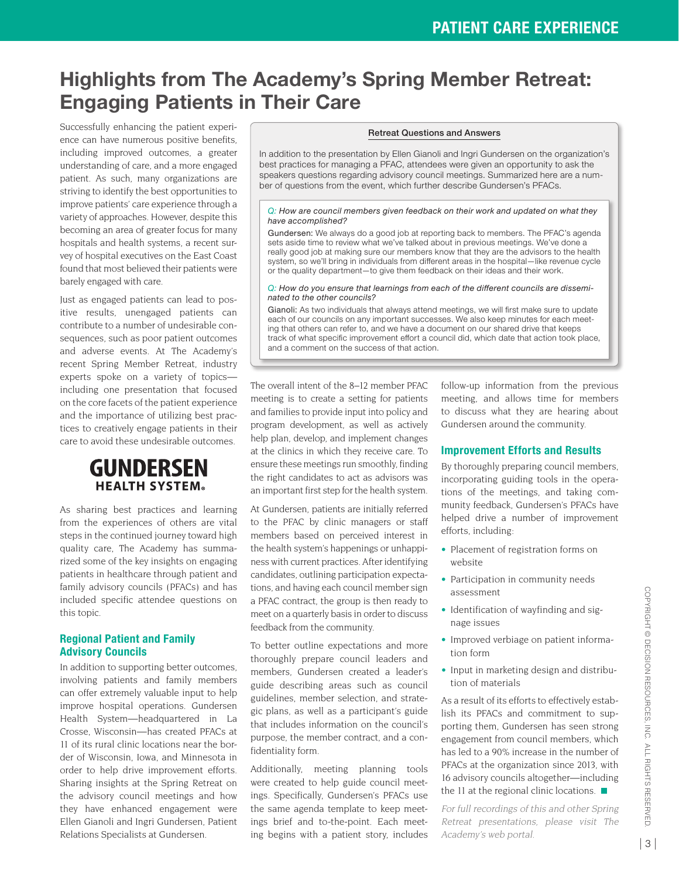# Highlights from The Academy's Spring Member Retreat: Engaging Patients in Their Care

Successfully enhancing the patient experience can have numerous positive benefits, including improved outcomes, a greater understanding of care, and a more engaged patient. As such, many organizations are striving to identify the best opportunities to improve patients' care experience through a variety of approaches. However, despite this becoming an area of greater focus for many hospitals and health systems, a recent survey of hospital executives on the East Coast found that most believed their patients were barely engaged with care.

Just as engaged patients can lead to positive results, unengaged patients can contribute to a number of undesirable consequences, such as poor patient outcomes and adverse events. At The Academy's recent Spring Member Retreat, industry experts spoke on a variety of topics—including one presentation that focused on the core facets of the patient experience and the importance of utilizing best practices to creatively engage patients in their care to avoid these undesirable outcomes.

GUNDERSEN HEALTH SYSTEM®

As sharing best practices and learning from the experiences of others are vital steps in the continued journey toward high quality care, The Academy has summarized some of the key insights on engaging patients in healthcare through patient and family advisory councils (PFACs) and has included specific attendee questions on this topic.

## Regional Patient and Family Advisory Councils

In addition to supporting better outcomes, involving patients and family members can offer extremely valuable input to help improve hospital operations. Gundersen Health System—headquartered in La Crosse, Wisconsin—has created PFACs at 11 of its rural clinic locations near the border of Wisconsin, Iowa, and Minnesota in order to help drive improvement efforts. Sharing insights at the Spring Retreat on the advisory council meetings and how they have enhanced engagement were Ellen Gianoli and Ingri Gundersen, Patient Relations Specialists at Gundersen.

> **Retreat Questions and Answers**
>
> In addition to the presentation by Ellen Gianoli and Ingri Gundersen on the organization's best practices for managing a PFAC, attendees were given an opportunity to ask the speakers questions regarding advisory council meetings. Summarized here are a number of questions from the event, which further describe Gundersen's PFACs.
>
> *Q: How are council members given feedback on their work and updated on what they have accomplished?*
>
> Gundersen: We always do a good job at reporting back to members. The PFAC's agenda sets aside time to review what we've talked about in previous meetings. We've done a really good job at making sure our members know that they are the advisors to the health system, so we'll bring in individuals from different areas in the hospital—like revenue cycle or the quality department—to give them feedback on their ideas and their work.
>
> *Q: How do you ensure that learnings from each of the different councils are disseminated to the other councils?*
>
> Gianoli: As two individuals that always attend meetings, we will first make sure to update each of our councils on any important successes. We also keep minutes for each meeting that others can refer to, and we have a document on our shared drive that keeps track of what specific improvement effort a council did, which date that action took place, and a comment on the success of that action.

The overall intent of the 8–12 member PFAC meeting is to create a setting for patients and families to provide input into policy and program development, as well as actively help plan, develop, and implement changes at the clinics in which they receive care. To ensure these meetings run smoothly, finding the right candidates to act as advisors was an important first step for the health system.

At Gundersen, patients are initially referred to the PFAC by clinic managers or staff members based on perceived interest in the health system's happenings or unhappiness with current practices. After identifying candidates, outlining participation expectations, and having each council member sign a PFAC contract, the group is then ready to meet on a quarterly basis in order to discuss feedback from the community.

To better outline expectations and more thoroughly prepare council leaders and members, Gundersen created a leader's guide describing areas such as council guidelines, member selection, and strategic plans, as well as a participant's guide that includes information on the council's purpose, the member contract, and a confidentiality form.

Additionally, meeting planning tools were created to help guide council meetings. Specifically, Gundersen's PFACs use the same agenda template to keep meetings brief and to-the-point. Each meeting begins with a patient story, includes follow-up information from the previous meeting, and allows time for members to discuss what they are hearing about Gundersen around the community.

## Improvement Efforts and Results

By thoroughly preparing council members, incorporating guiding tools in the operations of the meetings, and taking community feedback, Gundersen's PFACs have helped drive a number of improvement efforts, including:

- Placement of registration forms on website
- Participation in community needs assessment
- Identification of wayfinding and signage issues
- Improved verbiage on patient information form
- Input in marketing design and distribution of materials

As a result of its efforts to effectively establish its PFACs and commitment to supporting them, Gundersen has seen strong engagement from council members, which has led to a 90% increase in the number of PFACs at the organization since 2013, with 16 advisory councils altogether—including the 11 at the regional clinic locations. ■

*For full recordings of this and other Spring Retreat presentations, please visit The Academy's web portal.*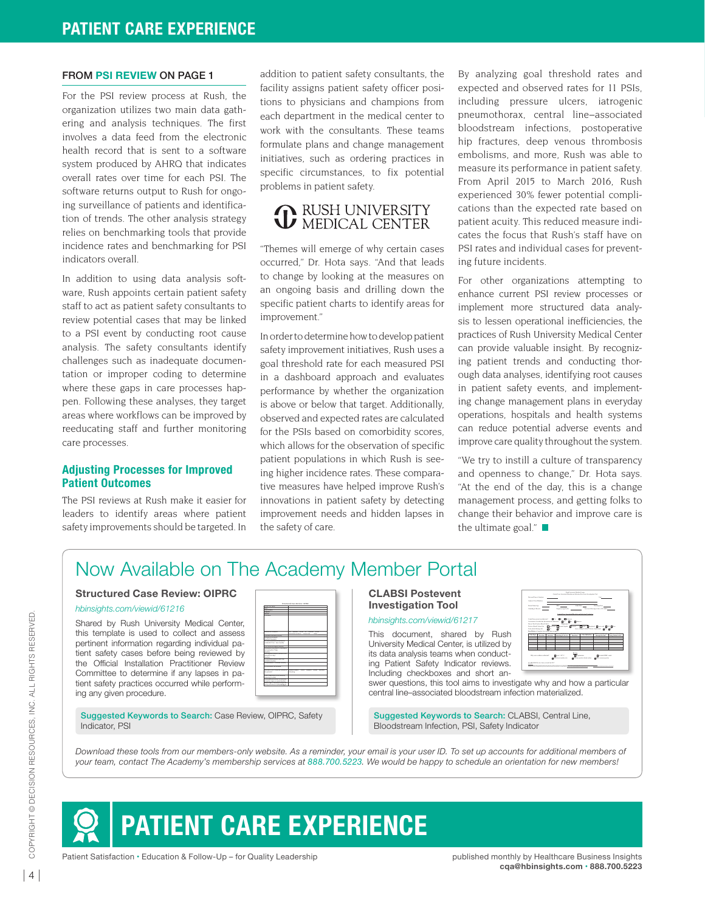## PATIENT CARE EXPERIENCE

**FROM PSI REVIEW ON PAGE 1**

For the PSI review process at Rush, the organization utilizes two main data gathering and analysis techniques. The first involves a data feed from the electronic health record that is sent to a software system produced by AHRQ that indicates overall rates over time for each PSI. The software returns output to Rush for ongoing surveillance of patients and identification of trends. The other analysis strategy relies on benchmarking tools that provide incidence rates and benchmarking for PSI indicators overall.

In addition to using data analysis software, Rush appoints certain patient safety staff to act as patient safety consultants to review potential cases that may be linked to a PSI event by conducting root cause analysis. The safety consultants identify challenges such as inadequate documentation or improper coding to determine where these gaps in care processes happen. Following these analyses, they target areas where workflows can be improved by reeducating staff and further monitoring care processes.

### Adjusting Processes for Improved Patient Outcomes

The PSI reviews at Rush make it easier for leaders to identify areas where patient safety improvements should be targeted. In addition to patient safety consultants, the facility assigns patient safety officer positions to physicians and champions from each department in the medical center to work with the consultants. These teams formulate plans and change management initiatives, such as ordering practices in specific circumstances, to fix potential problems in patient safety.

RUSH UNIVERSITY MEDICAL CENTER

"Themes will emerge of why certain cases occurred," Dr. Hota says. "And that leads to change by looking at the measures on an ongoing basis and drilling down the specific patient charts to identify areas for improvement."

In order to determine how to develop patient safety improvement initiatives, Rush uses a goal threshold rate for each measured PSI in a dashboard approach and evaluates performance by whether the organization is above or below that target. Additionally, observed and expected rates are calculated for the PSIs based on comorbidity scores, which allows for the observation of specific patient populations in which Rush is seeing higher incidence rates. These comparative measures have helped improve Rush's innovations in patient safety by detecting improvement needs and hidden lapses in the safety of care.

By analyzing goal threshold rates and expected and observed rates for 11 PSIs, including pressure ulcers, iatrogenic pneumothorax, central line–associated bloodstream infections, postoperative hip fractures, deep venous thrombosis embolisms, and more, Rush was able to measure its performance in patient safety. From April 2015 to March 2016, Rush experienced 30% fewer potential complications than the expected rate based on patient acuity. This reduced measure indicates the focus that Rush's staff have on PSI rates and individual cases for preventing future incidents.

For other organizations attempting to enhance current PSI review processes or implement more structured data analysis to lessen operational inefficiencies, the practices of Rush University Medical Center can provide valuable insight. By recognizing patient trends and conducting thorough data analyses, identifying root causes in patient safety events, and implementing change management plans in everyday operations, hospitals and health systems can reduce potential adverse events and improve care quality throughout the system.

"We try to instill a culture of transparency and openness to change," Dr. Hota says. "At the end of the day, this is a change management process, and getting folks to change their behavior and improve care is the ultimate goal."

## Now Available on The Academy Member Portal

### Structured Case Review: OIPRC

*hbinsights.com/viewid/61216*

Shared by Rush University Medical Center, this template is used to collect and assess pertinent information regarding individual patient safety cases before being reviewed by the Official Installation Practitioner Review Committee to determine if any lapses in patient safety practices occurred while performing any given procedure.

**Suggested Keywords to Search:** Case Review, OIPRC, Safety Indicator, PSI

### CLABSI Postevent Investigation Tool

*hbinsights.com/viewid/61217*

This document, shared by Rush University Medical Center, is utilized by its data analysis teams when conducting Patient Safety Indicator reviews. Including checkboxes and short answer questions, this tool aims to investigate why and how a particular central line–associated bloodstream infection materialized.

**Suggested Keywords to Search:** CLABSI, Central Line, Bloodstream Infection, PSI, Safety Indicator

*Download these tools from our members-only website. As a reminder, your email is your user ID. To set up accounts for additional members of your team, contact The Academy's membership services at 888.700.5223. We would be happy to schedule an orientation for new members!*

## PATIENT CARE EXPERIENCE

Patient Satisfaction • Education & Follow-Up – for Quality Leadership

published monthly by Healthcare Business Insights
**cqa@hbinsights.com • 888.700.5223**

COPYRIGHT © DECISION RESOURCES, INC. ALL RIGHTS RESERVED.